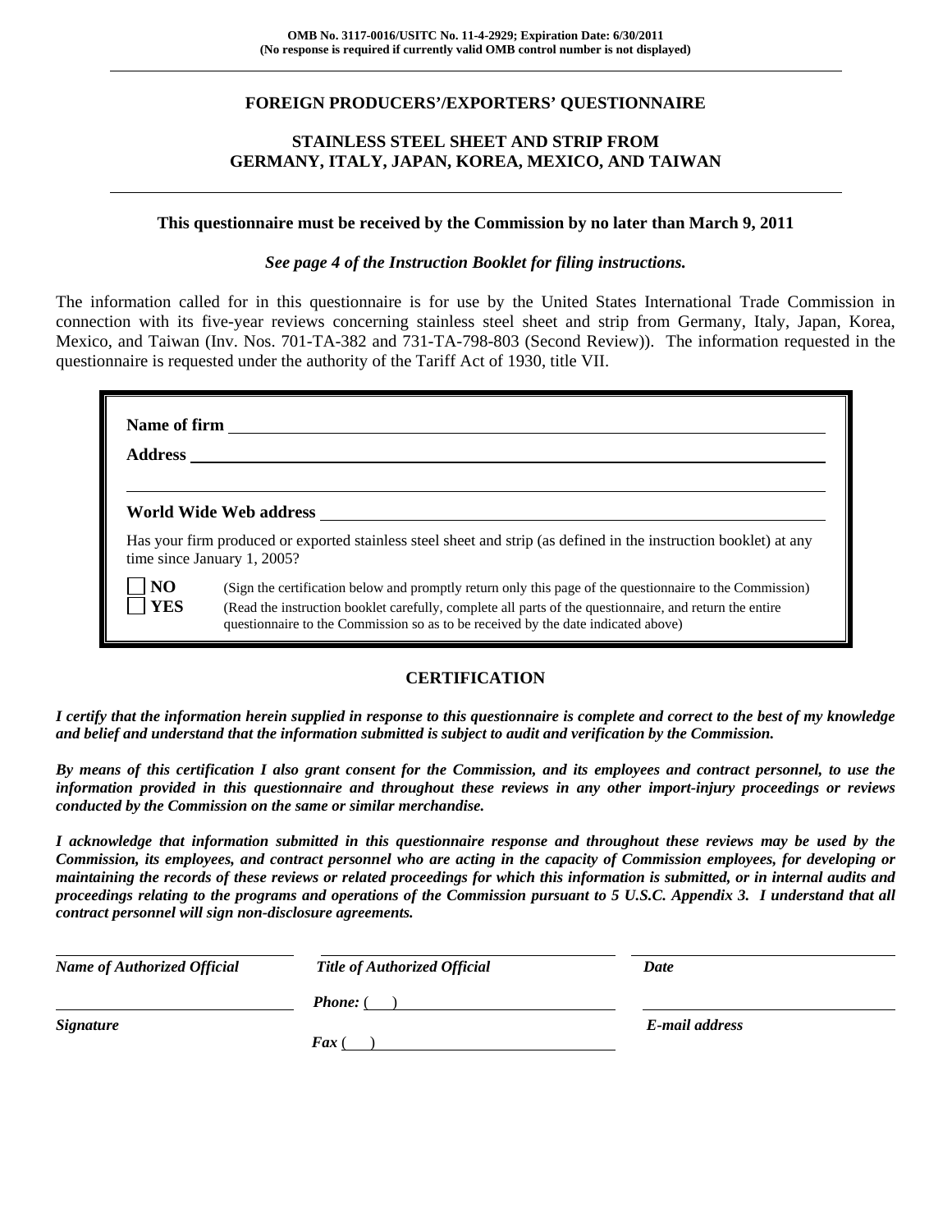**OMB No. 3117-0016/USITC No. 11-4-2929; Expiration Date: 6/30/2011**
**(No response is required if currently valid OMB control number is not displayed)**

# FOREIGN PRODUCERS'/EXPORTERS' QUESTIONNAIRE

## STAINLESS STEEL SHEET AND STRIP FROM GERMANY, ITALY, JAPAN, KOREA, MEXICO, AND TAIWAN

**This questionnaire must be received by the Commission by no later than March 9, 2011**

***See page 4 of the Instruction Booklet for filing instructions.***

The information called for in this questionnaire is for use by the United States International Trade Commission in connection with its five-year reviews concerning stainless steel sheet and strip from Germany, Italy, Japan, Korea, Mexico, and Taiwan (Inv. Nos. 701-TA-382 and 731-TA-798-803 (Second Review)). The information requested in the questionnaire is requested under the authority of the Tariff Act of 1930, title VII.

**Name of firm** ____________________

**Address** ____________________

____________________

**World Wide Web address** ____________________

Has your firm produced or exported stainless steel sheet and strip (as defined in the instruction booklet) at any time since January 1, 2005?

☐ **NO** (Sign the certification below and promptly return only this page of the questionnaire to the Commission)

☐ **YES** (Read the instruction booklet carefully, complete all parts of the questionnaire, and return the entire questionnaire to the Commission so as to be received by the date indicated above)

## CERTIFICATION

***I certify that the information herein supplied in response to this questionnaire is complete and correct to the best of my knowledge and belief and understand that the information submitted is subject to audit and verification by the Commission.***

***By means of this certification I also grant consent for the Commission, and its employees and contract personnel, to use the information provided in this questionnaire and throughout these reviews in any other import-injury proceedings or reviews conducted by the Commission on the same or similar merchandise.***

***I acknowledge that information submitted in this questionnaire response and throughout these reviews may be used by the Commission, its employees, and contract personnel who are acting in the capacity of Commission employees, for developing or maintaining the records of these reviews or related proceedings for which this information is submitted, or in internal audits and proceedings relating to the programs and operations of the Commission pursuant to 5 U.S.C. Appendix 3. I understand that all contract personnel will sign non-disclosure agreements.***

| ____________________ | ____________________ | ____________________ |
|---|---|---|
| ***Name of Authorized Official*** | ***Title of Authorized Official*** | ***Date*** |
| ____________________ | ***Phone:*** (   ) ____________________ | ____________________ |
| ***Signature*** | ***Fax*** (   ) ____________________ | ***E-mail address*** |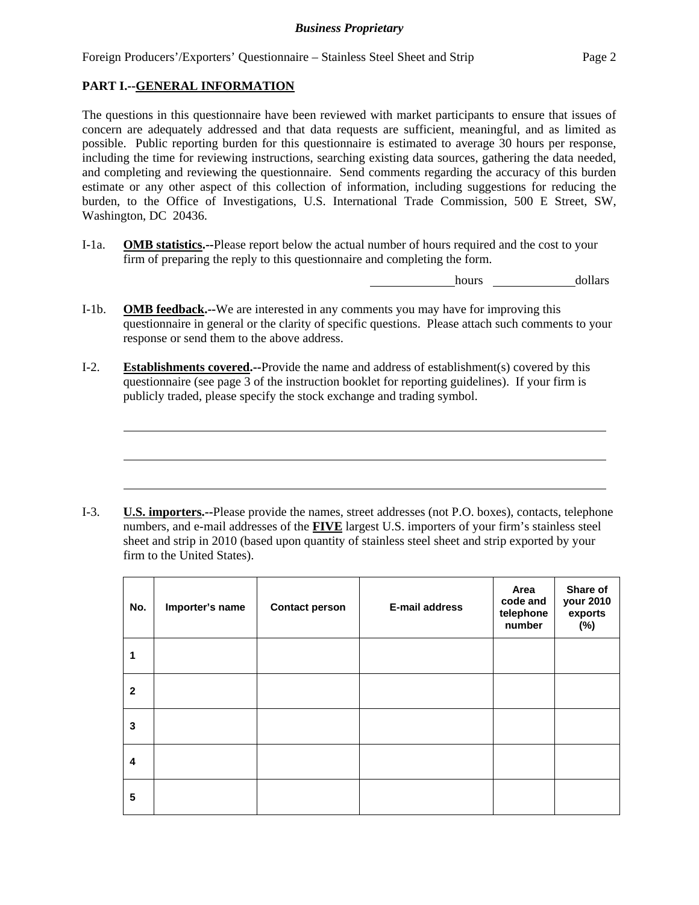## PART I.--GENERAL INFORMATION

The questions in this questionnaire have been reviewed with market participants to ensure that issues of concern are adequately addressed and that data requests are sufficient, meaningful, and as limited as possible. Public reporting burden for this questionnaire is estimated to average 30 hours per response, including the time for reviewing instructions, searching existing data sources, gathering the data needed, and completing and reviewing the questionnaire. Send comments regarding the accuracy of this burden estimate or any other aspect of this collection of information, including suggestions for reducing the burden, to the Office of Investigations, U.S. International Trade Commission, 500 E Street, SW, Washington, DC 20436.

I-1a. **OMB statistics.--**Please report below the actual number of hours required and the cost to your firm of preparing the reply to this questionnaire and completing the form.

______________hours ______________dollars

I-1b. **OMB feedback.--**We are interested in any comments you may have for improving this questionnaire in general or the clarity of specific questions. Please attach such comments to your response or send them to the above address.

I-2. **Establishments covered.--**Provide the name and address of establishment(s) covered by this questionnaire (see page 3 of the instruction booklet for reporting guidelines). If your firm is publicly traded, please specify the stock exchange and trading symbol.

______________________________________________________________________________

______________________________________________________________________________

______________________________________________________________________________

I-3. **U.S. importers.--**Please provide the names, street addresses (not P.O. boxes), contacts, telephone numbers, and e-mail addresses of the **FIVE** largest U.S. importers of your firm's stainless steel sheet and strip in 2010 (based upon quantity of stainless steel sheet and strip exported by your firm to the United States).

| No. | Importer's name | Contact person | E-mail address | Area code and telephone number | Share of your 2010 exports (%) |
|---|---|---|---|---|---|
| 1 | | | | | |
| 2 | | | | | |
| 3 | | | | | |
| 4 | | | | | |
| 5 | | | | | |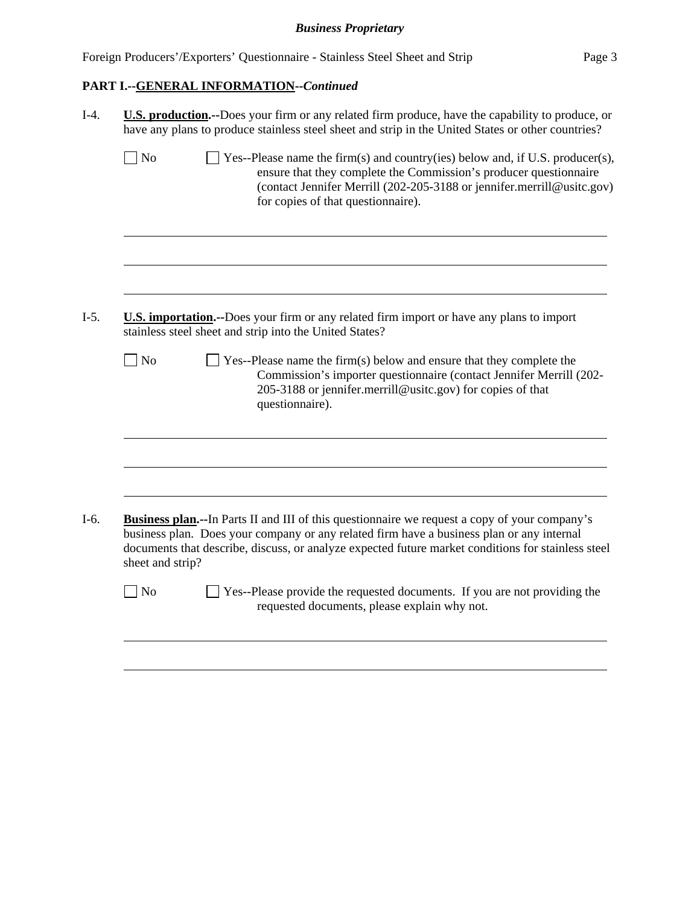## PART I.--GENERAL INFORMATION--*Continued*

I-4. **U.S. production.**--Does your firm or any related firm produce, have the capability to produce, or have any plans to produce stainless steel sheet and strip in the United States or other countries?

☐ No ☐ Yes--Please name the firm(s) and country(ies) below and, if U.S. producer(s), ensure that they complete the Commission's producer questionnaire (contact Jennifer Merrill (202-205-3188 or jennifer.merrill@usitc.gov) for copies of that questionnaire).

______________________________________________________________________

______________________________________________________________________

______________________________________________________________________

I-5. **U.S. importation.**--Does your firm or any related firm import or have any plans to import stainless steel sheet and strip into the United States?

☐ No ☐ Yes--Please name the firm(s) below and ensure that they complete the Commission's importer questionnaire (contact Jennifer Merrill (202-205-3188 or jennifer.merrill@usitc.gov) for copies of that questionnaire).

______________________________________________________________________

______________________________________________________________________

______________________________________________________________________

I-6. **Business plan.**--In Parts II and III of this questionnaire we request a copy of your company's business plan. Does your company or any related firm have a business plan or any internal documents that describe, discuss, or analyze expected future market conditions for stainless steel sheet and strip?

☐ No ☐ Yes--Please provide the requested documents. If you are not providing the requested documents, please explain why not.

______________________________________________________________________

______________________________________________________________________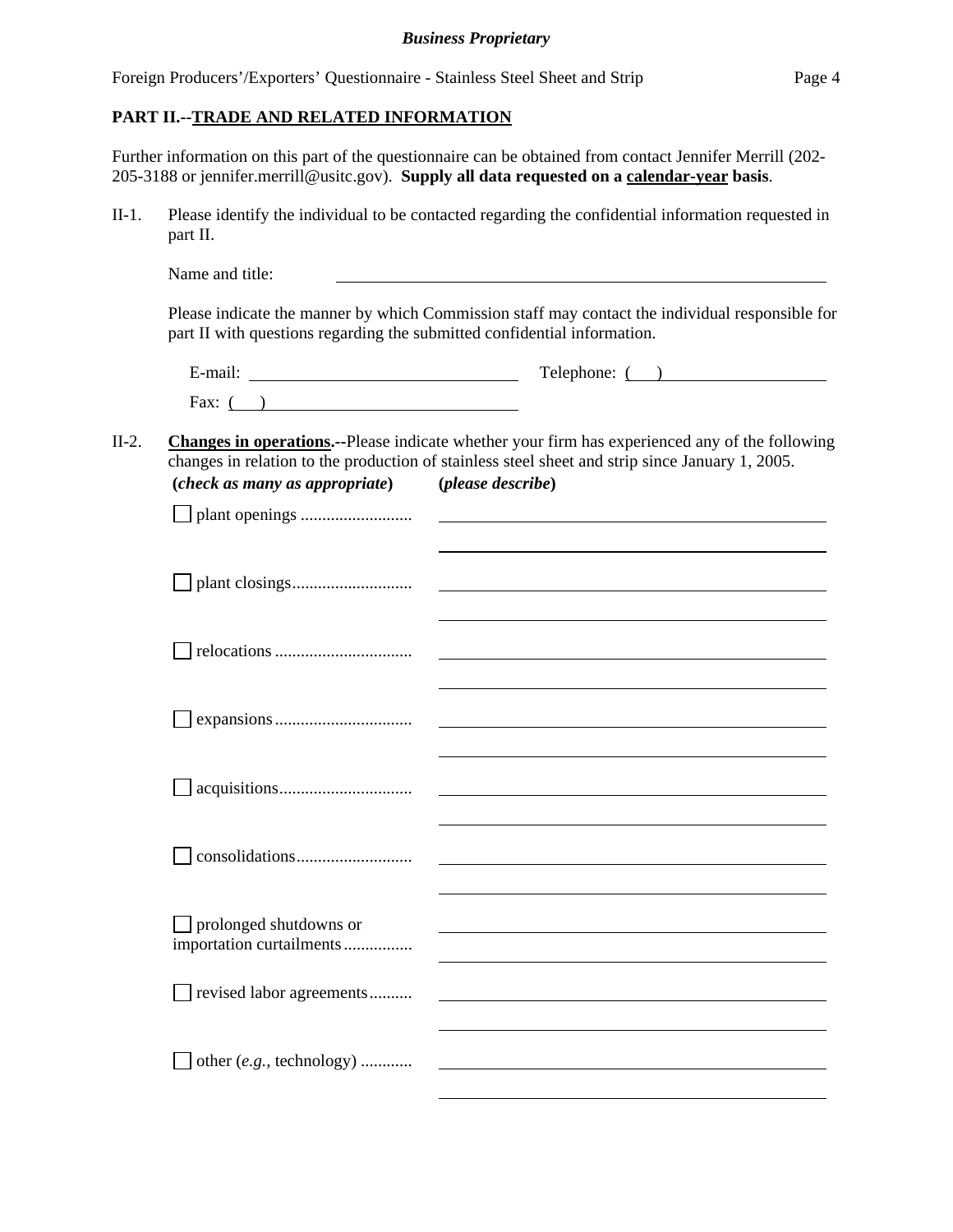**PART II.--TRADE AND RELATED INFORMATION**

Further information on this part of the questionnaire can be obtained from contact Jennifer Merrill (202-205-3188 or jennifer.merrill@usitc.gov). **Supply all data requested on a calendar-year basis**.

II-1. Please identify the individual to be contacted regarding the confidential information requested in part II.

Name and title: ______________________________

Please indicate the manner by which Commission staff may contact the individual responsible for part II with questions regarding the submitted confidential information.

E-mail: ______________________ Telephone: (    ) ______________________

Fax: (    ) ______________________

II-2. **Changes in operations.--**Please indicate whether your firm has experienced any of the following changes in relation to the production of stainless steel sheet and strip since January 1, 2005.

**(*check as many as appropriate*)** **(*please describe*)**

- ☐ plant openings .......................... ______________________________
- ☐ plant closings............................ ______________________________
- ☐ relocations ................................ ______________________________
- ☐ expansions................................ ______________________________
- ☐ acquisitions............................... ______________________________
- ☐ consolidations........................... ______________________________
- ☐ prolonged shutdowns or importation curtailments................ ______________________________
- ☐ revised labor agreements.......... ______________________________
- ☐ other (*e.g.*, technology) ............ ______________________________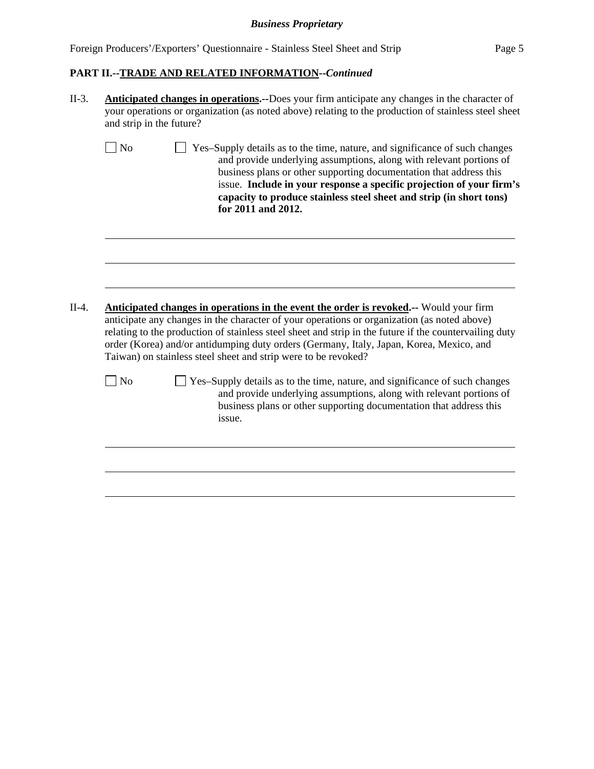**PART II.--TRADE AND RELATED INFORMATION--*Continued***

II-3. **Anticipated changes in operations.--**Does your firm anticipate any changes in the character of your operations or organization (as noted above) relating to the production of stainless steel sheet and strip in the future?

☐ No ☐ Yes–Supply details as to the time, nature, and significance of such changes and provide underlying assumptions, along with relevant portions of business plans or other supporting documentation that address this issue. **Include in your response a specific projection of your firm's capacity to produce stainless steel sheet and strip (in short tons) for 2011 and 2012.**

______________________________________________________________________________

______________________________________________________________________________

______________________________________________________________________________

II-4. **Anticipated changes in operations in the event the order is revoked.--** Would your firm anticipate any changes in the character of your operations or organization (as noted above) relating to the production of stainless steel sheet and strip in the future if the countervailing duty order (Korea) and/or antidumping duty orders (Germany, Italy, Japan, Korea, Mexico, and Taiwan) on stainless steel sheet and strip were to be revoked?

☐ No ☐ Yes–Supply details as to the time, nature, and significance of such changes and provide underlying assumptions, along with relevant portions of business plans or other supporting documentation that address this issue.

______________________________________________________________________________

______________________________________________________________________________

______________________________________________________________________________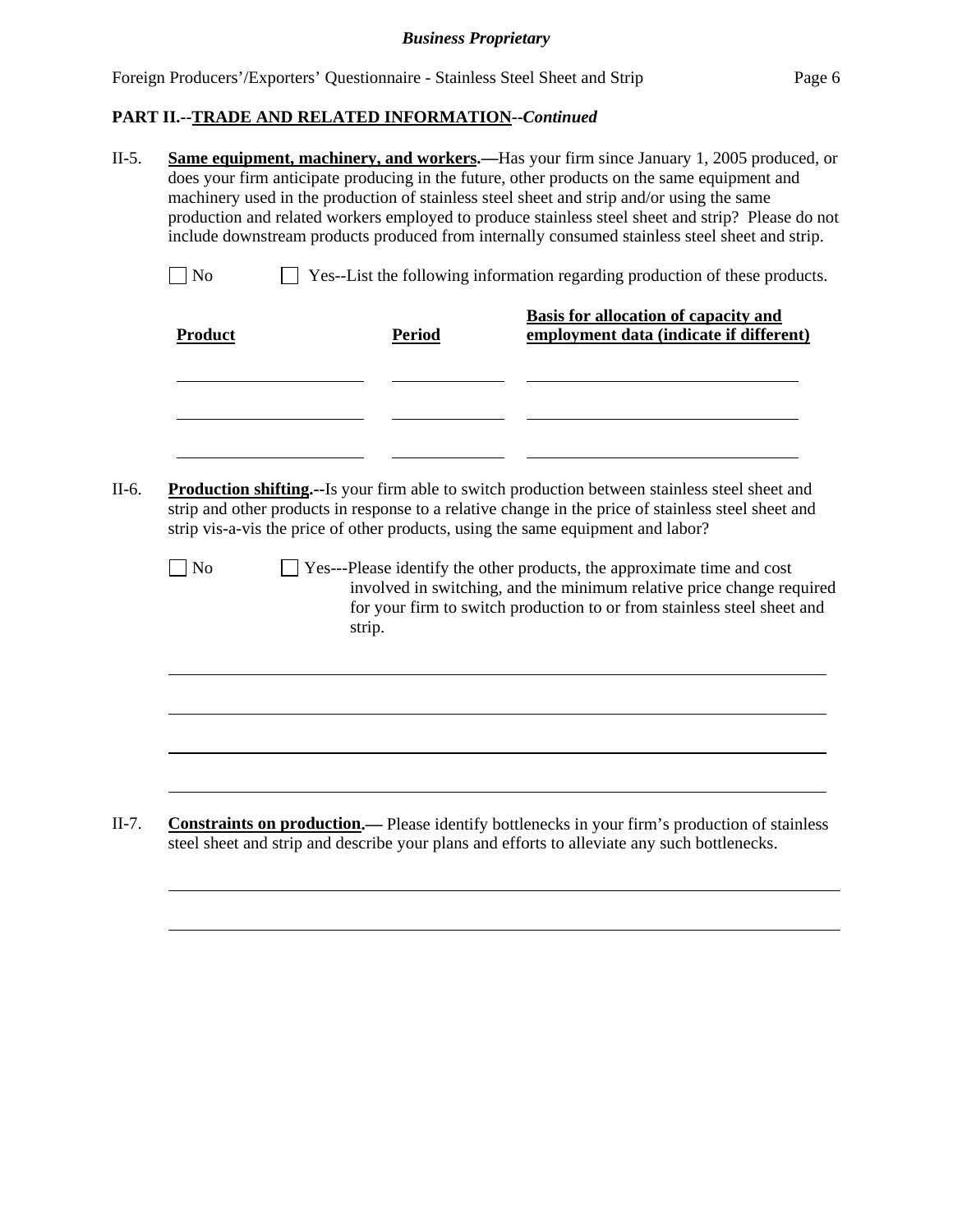**PART II.--TRADE AND RELATED INFORMATION--*Continued***

II-5. **Same equipment, machinery, and workers.—**Has your firm since January 1, 2005 produced, or does your firm anticipate producing in the future, other products on the same equipment and machinery used in the production of stainless steel sheet and strip and/or using the same production and related workers employed to produce stainless steel sheet and strip? Please do not include downstream products produced from internally consumed stainless steel sheet and strip.

☐ No ☐ Yes--List the following information regarding production of these products.

| Product | Period | Basis for allocation of capacity and employment data (indicate if different) |
|---|---|---|
| | | |
| | | |
| | | |

II-6. **Production shifting.--**Is your firm able to switch production between stainless steel sheet and strip and other products in response to a relative change in the price of stainless steel sheet and strip vis-a-vis the price of other products, using the same equipment and labor?

☐ No ☐ Yes---Please identify the other products, the approximate time and cost involved in switching, and the minimum relative price change required for your firm to switch production to or from stainless steel sheet and strip.

II-7. **Constraints on production.—** Please identify bottlenecks in your firm's production of stainless steel sheet and strip and describe your plans and efforts to alleviate any such bottlenecks.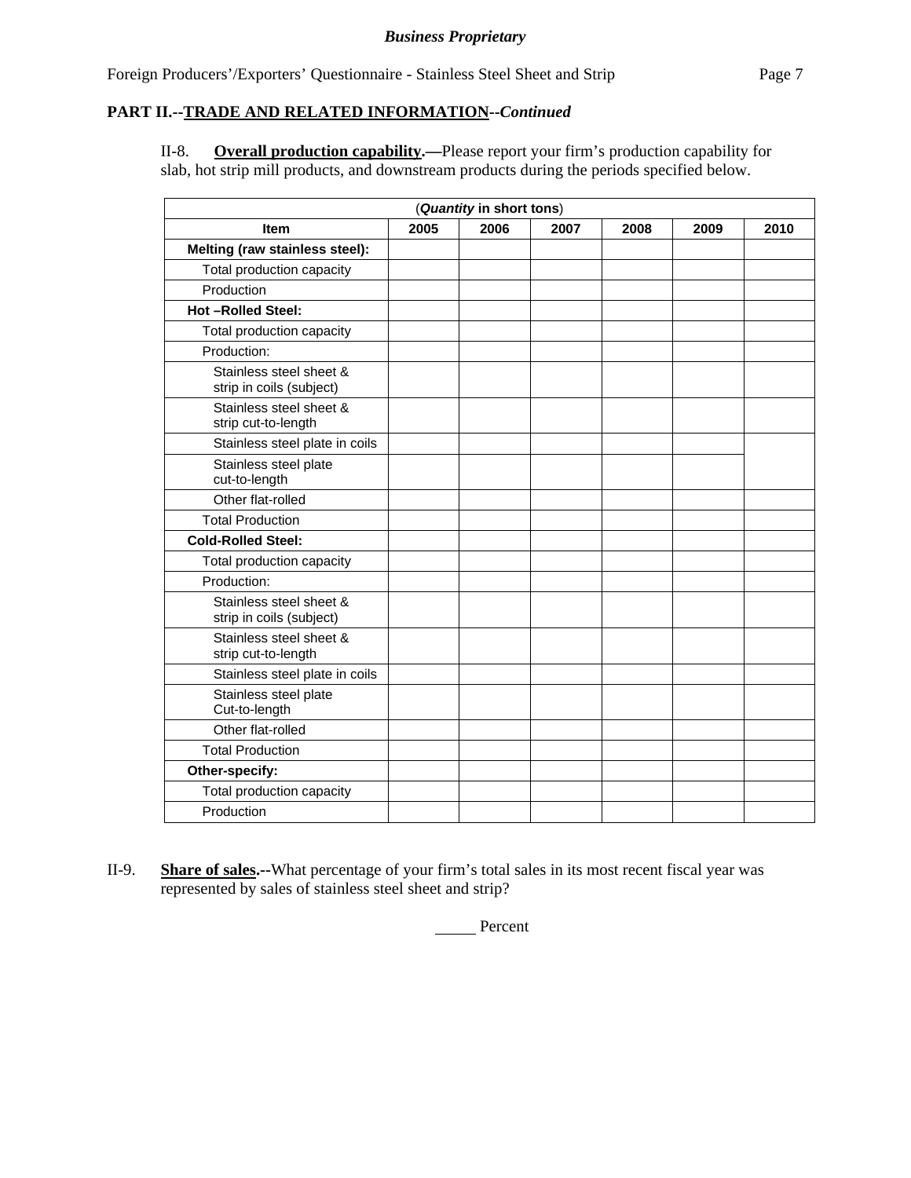**Business Proprietary**

Foreign Producers'/Exporters' Questionnaire - Stainless Steel Sheet and Strip

**PART II.--TRADE AND RELATED INFORMATION--*Continued***

II-8. **Overall production capability.—**Please report your firm's production capability for slab, hot strip mill products, and downstream products during the periods specified below.

| (*Quantity* in short tons) | | | | | | |
|---|---|---|---|---|---|---|
| **Item** | **2005** | **2006** | **2007** | **2008** | **2009** | **2010** |
| **Melting (raw stainless steel):** | | | | | | |
| Total production capacity | | | | | | |
| Production | | | | | | |
| **Hot –Rolled Steel:** | | | | | | |
| Total production capacity | | | | | | |
| Production: | | | | | | |
| Stainless steel sheet & strip in coils (subject) | | | | | | |
| Stainless steel sheet & strip cut-to-length | | | | | | |
| Stainless steel plate in coils | | | | | | |
| Stainless steel plate cut-to-length | | | | | | |
| Other flat-rolled | | | | | | |
| Total Production | | | | | | |
| **Cold-Rolled Steel:** | | | | | | |
| Total production capacity | | | | | | |
| Production: | | | | | | |
| Stainless steel sheet & strip in coils (subject) | | | | | | |
| Stainless steel sheet & strip cut-to-length | | | | | | |
| Stainless steel plate in coils | | | | | | |
| Stainless steel plate Cut-to-length | | | | | | |
| Other flat-rolled | | | | | | |
| Total Production | | | | | | |
| **Other-specify:** | | | | | | |
| Total production capacity | | | | | | |
| Production | | | | | | |

II-9. **Share of sales.--**What percentage of your firm's total sales in its most recent fiscal year was represented by sales of stainless steel sheet and strip?

_____ Percent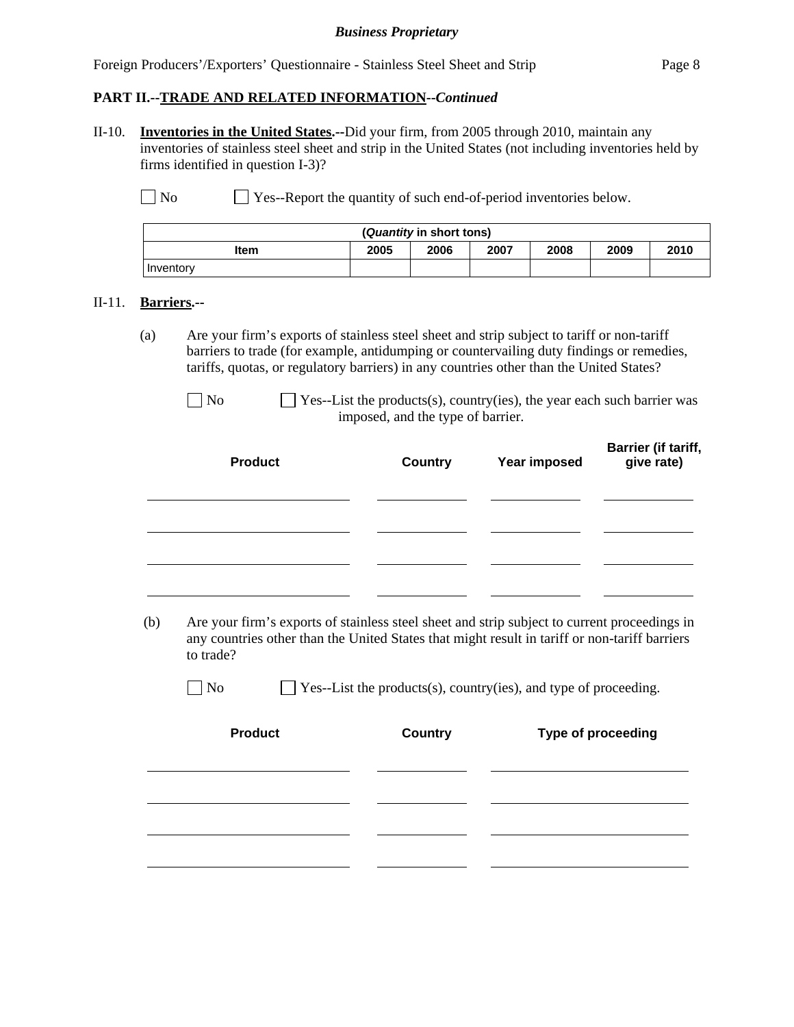**PART II.--TRADE AND RELATED INFORMATION--*Continued***

II-10. **Inventories in the United States.--**Did your firm, from 2005 through 2010, maintain any inventories of stainless steel sheet and strip in the United States (not including inventories held by firms identified in question I-3)?

☐ No ☐ Yes--Report the quantity of such end-of-period inventories below.

| (*Quantity* in short tons) | | | | | | |
|---|---|---|---|---|---|---|
| **Item** | **2005** | **2006** | **2007** | **2008** | **2009** | **2010** |
| Inventory | | | | | | |

II-11. **Barriers.--**

(a) Are your firm's exports of stainless steel sheet and strip subject to tariff or non-tariff barriers to trade (for example, antidumping or countervailing duty findings or remedies, tariffs, quotas, or regulatory barriers) in any countries other than the United States?

☐ No ☐ Yes--List the products(s), country(ies), the year each such barrier was imposed, and the type of barrier.

| Product | Country | Year imposed | Barrier (if tariff, give rate) |
|---|---|---|---|
| | | | |
| | | | |
| | | | |
| | | | |

(b) Are your firm's exports of stainless steel sheet and strip subject to current proceedings in any countries other than the United States that might result in tariff or non-tariff barriers to trade?

☐ No ☐ Yes--List the products(s), country(ies), and type of proceeding.

| Product | Country | Type of proceeding |
|---|---|---|
| | | |
| | | |
| | | |
| | | |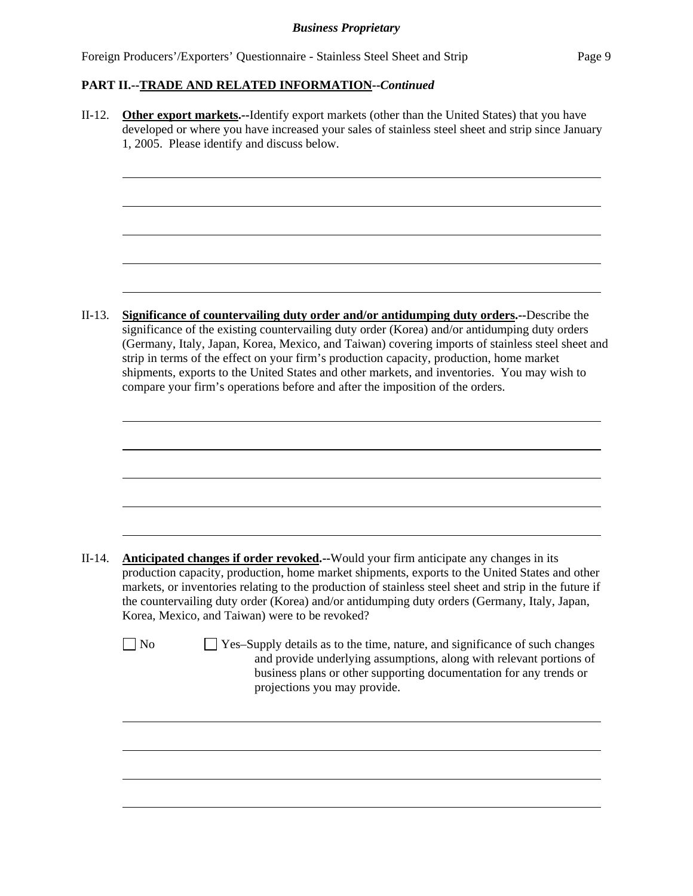**PART II.--TRADE AND RELATED INFORMATION--*Continued***

II-12. **Other export markets.--**Identify export markets (other than the United States) that you have developed or where you have increased your sales of stainless steel sheet and strip since January 1, 2005. Please identify and discuss below.

II-13. **Significance of countervailing duty order and/or antidumping duty orders.--**Describe the significance of the existing countervailing duty order (Korea) and/or antidumping duty orders (Germany, Italy, Japan, Korea, Mexico, and Taiwan) covering imports of stainless steel sheet and strip in terms of the effect on your firm's production capacity, production, home market shipments, exports to the United States and other markets, and inventories. You may wish to compare your firm's operations before and after the imposition of the orders.

II-14. **Anticipated changes if order revoked.--**Would your firm anticipate any changes in its production capacity, production, home market shipments, exports to the United States and other markets, or inventories relating to the production of stainless steel sheet and strip in the future if the countervailing duty order (Korea) and/or antidumping duty orders (Germany, Italy, Japan, Korea, Mexico, and Taiwan) were to be revoked?

☐ No ☐ Yes–Supply details as to the time, nature, and significance of such changes and provide underlying assumptions, along with relevant portions of business plans or other supporting documentation for any trends or projections you may provide.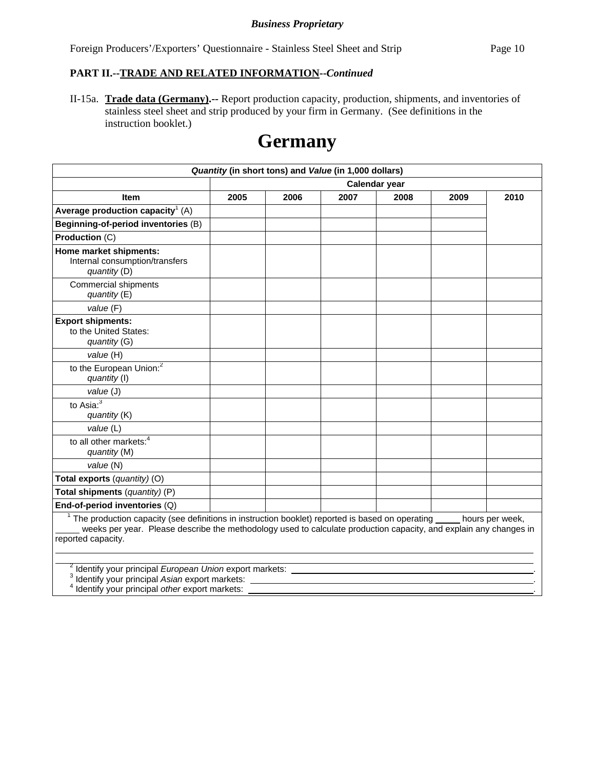***Business Proprietary***

Foreign Producers'/Exporters' Questionnaire - Stainless Steel Sheet and Strip

**PART II.--TRADE AND RELATED INFORMATION--*Continued***

II-15a. **Trade data (Germany).--** Report production capacity, production, shipments, and inventories of stainless steel sheet and strip produced by your firm in Germany. (See definitions in the instruction booklet.)

# Germany

| ***Quantity* (in short tons) and *Value* (in 1,000 dollars)** | | | | | | |
|---|---|---|---|---|---|---|
| | **Calendar year** | | | | | |
| **Item** | **2005** | **2006** | **2007** | **2008** | **2009** | **2010** |
| **Average production capacity**[1] (A) | | | | | | |
| **Beginning-of-period inventories** (B) | | | | | | |
| **Production** (C) | | | | | | |
| **Home market shipments:** Internal consumption/transfers *quantity* (D) | | | | | | |
| Commercial shipments *quantity* (E) | | | | | | |
| *value* (F) | | | | | | |
| **Export shipments:** to the United States: *quantity* (G) | | | | | | |
| *value* (H) | | | | | | |
| to the European Union:[2] *quantity* (I) | | | | | | |
| *value* (J) | | | | | | |
| to Asia:[3] *quantity* (K) | | | | | | |
| *value* (L) | | | | | | |
| to all other markets:[4] *quantity* (M) | | | | | | |
| *value* (N) | | | | | | |
| **Total exports** (*quantity)* (O) | | | | | | |
| **Total shipments** (*quantity)* (P) | | | | | | |
| **End-of-period inventories** (Q) | | | | | | |

[1] The production capacity (see definitions in instruction booklet) reported is based on operating _____ hours per week, _____ weeks per year. Please describe the methodology used to calculate production capacity, and explain any changes in reported capacity.

______________________________________________________________________

______________________________________________________________________

[2] Identify your principal *European Union* export markets: ______________________________.

[3] Identify your principal *Asian* export markets: ______________________________.

[4] Identify your principal *other* export markets: ______________________________.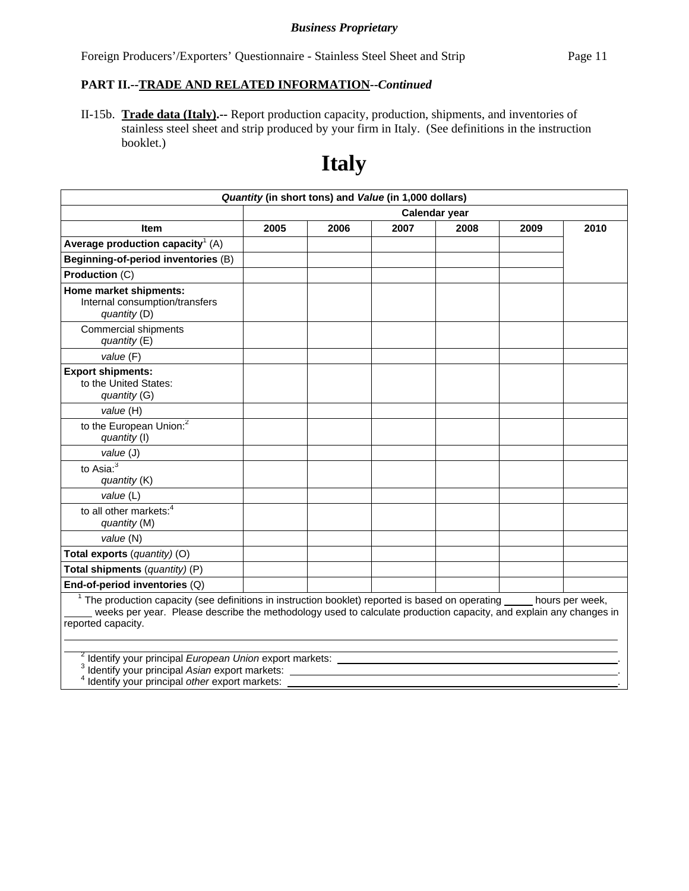*Business Proprietary*

Foreign Producers'/Exporters' Questionnaire - Stainless Steel Sheet and Strip

**PART II.--TRADE AND RELATED INFORMATION--*Continued***

II-15b. **Trade data (Italy).--** Report production capacity, production, shipments, and inventories of stainless steel sheet and strip produced by your firm in Italy. (See definitions in the instruction booklet.)

# Italy

| ***Quantity* (in short tons) and *Value* (in 1,000 dollars)** | | | | | | |
|---|---|---|---|---|---|---|
| | **Calendar year** | | | | | |
| **Item** | **2005** | **2006** | **2007** | **2008** | **2009** | **2010** |
| **Average production capacity**[1] (A) | | | | | | |
| **Beginning-of-period inventories** (B) | | | | | | |
| **Production** (C) | | | | | | |
| **Home market shipments:** Internal consumption/transfers *quantity* (D) | | | | | | |
| Commercial shipments *quantity* (E) | | | | | | |
| *value* (F) | | | | | | |
| **Export shipments:** to the United States: *quantity* (G) | | | | | | |
| *value* (H) | | | | | | |
| to the European Union:[2] *quantity* (I) | | | | | | |
| *value* (J) | | | | | | |
| to Asia:[3] *quantity* (K) | | | | | | |
| *value* (L) | | | | | | |
| to all other markets:[4] *quantity* (M) | | | | | | |
| *value* (N) | | | | | | |
| **Total exports** (*quantity*) (O) | | | | | | |
| **Total shipments** (*quantity*) (P) | | | | | | |
| **End-of-period inventories** (Q) | | | | | | |

[1] The production capacity (see definitions in instruction booklet) reported is based on operating _____ hours per week, _____ weeks per year. Please describe the methodology used to calculate production capacity, and explain any changes in reported capacity.

______________________________________________________________________

______________________________________________________________________

[2] Identify your principal *European Union* export markets: ______________________________.

[3] Identify your principal *Asian* export markets: ______________________________.

[4] Identify your principal *other* export markets: ______________________________.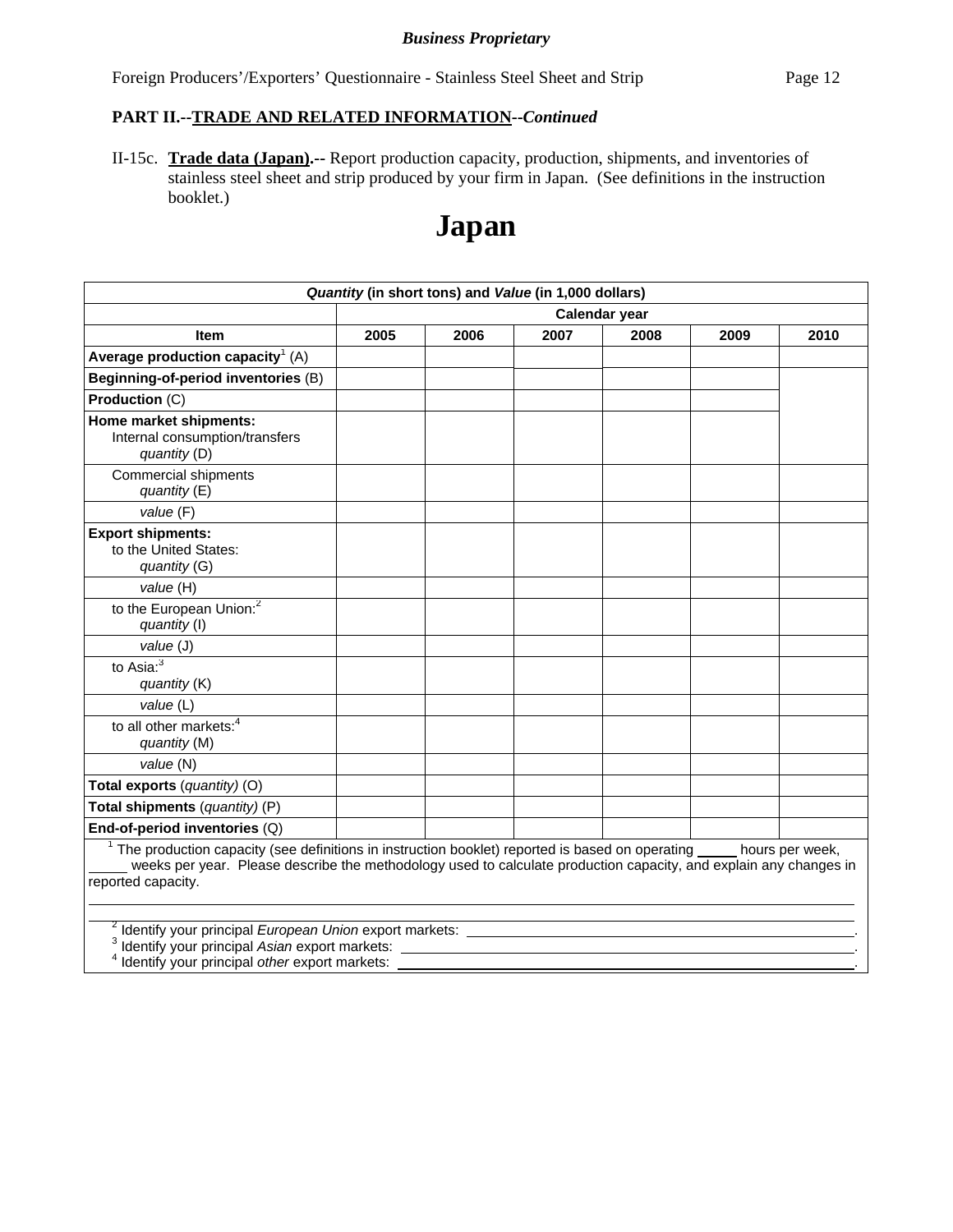**Business Proprietary**

Foreign Producers'/Exporters' Questionnaire - Stainless Steel Sheet and Strip

**PART II.--TRADE AND RELATED INFORMATION--*Continued***

II-15c. **Trade data (Japan).--** Report production capacity, production, shipments, and inventories of stainless steel sheet and strip produced by your firm in Japan. (See definitions in the instruction booklet.)

# Japan

| ***Quantity* (in short tons) and *Value* (in 1,000 dollars)** | | | | | | |
|---|---|---|---|---|---|---|
| | **Calendar year** | | | | | |
| **Item** | **2005** | **2006** | **2007** | **2008** | **2009** | **2010** |
| **Average production capacity**[1] (A) | | | | | | |
| **Beginning-of-period inventories** (B) | | | | | | |
| **Production** (C) | | | | | | |
| **Home market shipments:** Internal consumption/transfers *quantity* (D) | | | | | | |
| Commercial shipments *quantity* (E) | | | | | | |
| *value* (F) | | | | | | |
| **Export shipments:** to the United States: *quantity* (G) | | | | | | |
| *value* (H) | | | | | | |
| to the European Union:[2] *quantity* (I) | | | | | | |
| *value* (J) | | | | | | |
| to Asia:[3] *quantity* (K) | | | | | | |
| *value* (L) | | | | | | |
| to all other markets:[4] *quantity* (M) | | | | | | |
| *value* (N) | | | | | | |
| **Total exports** (*quantity*) (O) | | | | | | |
| **Total shipments** (*quantity*) (P) | | | | | | |
| **End-of-period inventories** (Q) | | | | | | |

[1] The production capacity (see definitions in instruction booklet) reported is based on operating _____ hours per week, _____ weeks per year. Please describe the methodology used to calculate production capacity, and explain any changes in reported capacity.

______________________________________________________________________

______________________________________________________________________

[2] Identify your principal *European Union* export markets: ______________________________.

[3] Identify your principal *Asian* export markets: ______________________________.

[4] Identify your principal *other* export markets: ______________________________.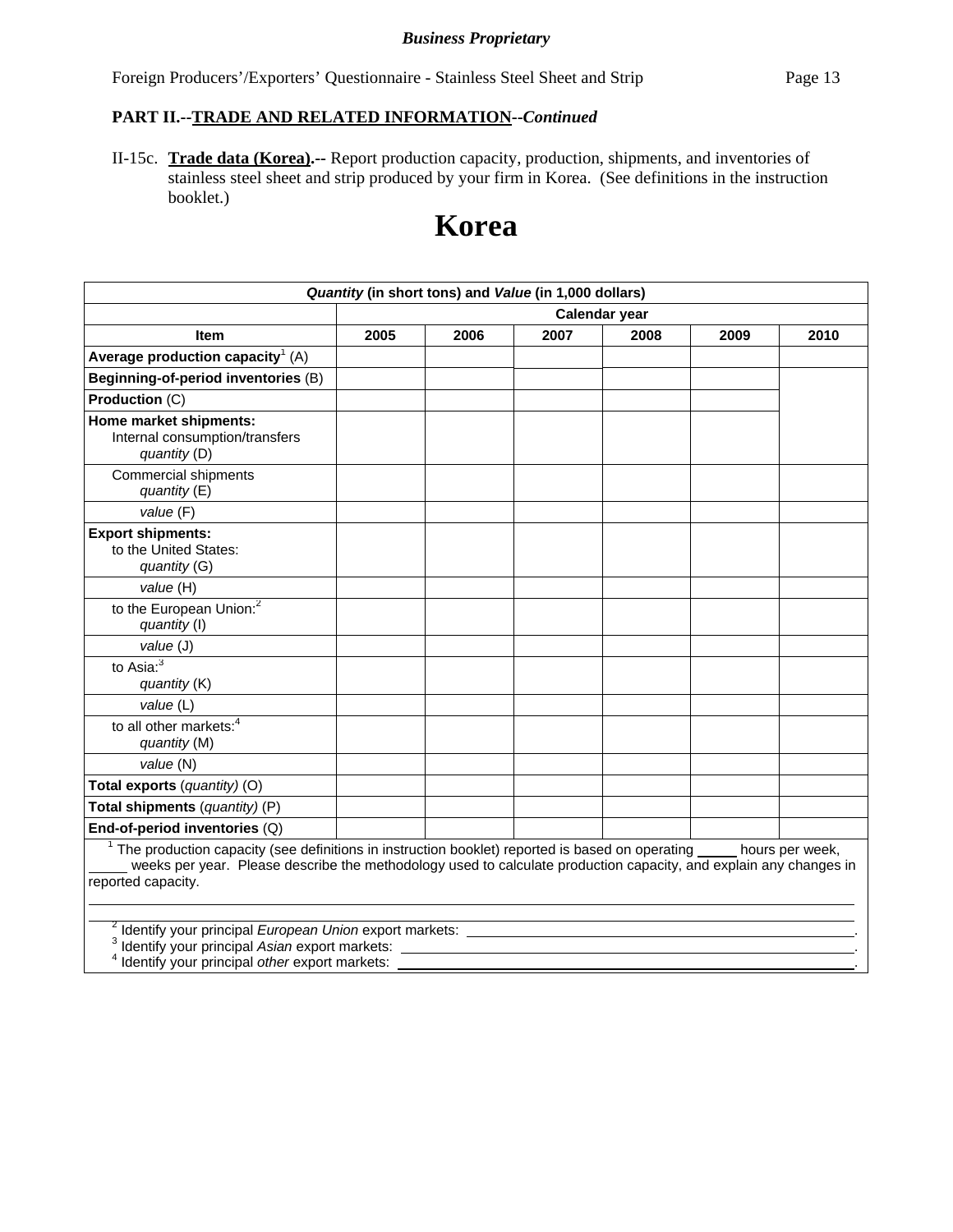**Business Proprietary**

Foreign Producers'/Exporters' Questionnaire - Stainless Steel Sheet and Strip

**PART II.--TRADE AND RELATED INFORMATION--*Continued***

II-15c. **Trade data (Korea).--** Report production capacity, production, shipments, and inventories of stainless steel sheet and strip produced by your firm in Korea. (See definitions in the instruction booklet.)

# Korea

| ***Quantity*** **(in short tons) and** ***Value*** **(in 1,000 dollars)** | | | | | | |
|---|---|---|---|---|---|---|
| | **Calendar year** | | | | | |
| **Item** | **2005** | **2006** | **2007** | **2008** | **2009** | **2010** |
| **Average production capacity**[1] (A) | | | | | | |
| **Beginning-of-period inventories** (B) | | | | | | |
| **Production** (C) | | | | | | |
| **Home market shipments:** Internal consumption/transfers *quantity* (D) | | | | | | |
| Commercial shipments *quantity* (E) | | | | | | |
| *value* (F) | | | | | | |
| **Export shipments:** to the United States: *quantity* (G) | | | | | | |
| *value* (H) | | | | | | |
| to the European Union:[2] *quantity* (I) | | | | | | |
| *value* (J) | | | | | | |
| to Asia:[3] *quantity* (K) | | | | | | |
| *value* (L) | | | | | | |
| to all other markets:[4] *quantity* (M) | | | | | | |
| *value* (N) | | | | | | |
| **Total exports** (*quantity*) (O) | | | | | | |
| **Total shipments** (*quantity*) (P) | | | | | | |
| **End-of-period inventories** (Q) | | | | | | |

[1] The production capacity (see definitions in instruction booklet) reported is based on operating _____ hours per week, _____ weeks per year. Please describe the methodology used to calculate production capacity, and explain any changes in reported capacity.

______________________________________________________________________

______________________________________________________________________

[2] Identify your principal *European Union* export markets: ______________________________.

[3] Identify your principal *Asian* export markets: ______________________________.

[4] Identify your principal *other* export markets: ______________________________.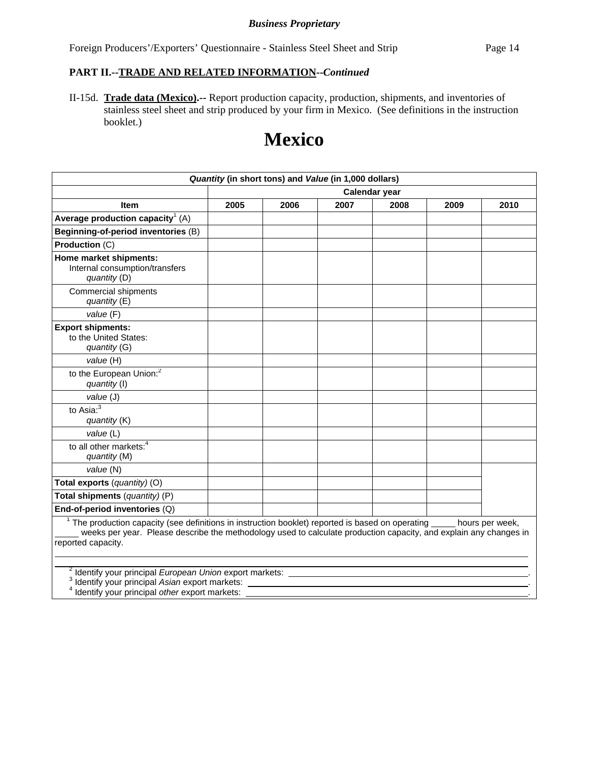**PART II.--TRADE AND RELATED INFORMATION--*Continued***

II-15d. **Trade data (Mexico).--** Report production capacity, production, shipments, and inventories of stainless steel sheet and strip produced by your firm in Mexico. (See definitions in the instruction booklet.)

# Mexico

| *Quantity* (in short tons) and *Value* (in 1,000 dollars) | | | | | | |
|---|---|---|---|---|---|---|
| | Calendar year | | | | | |
| **Item** | **2005** | **2006** | **2007** | **2008** | **2009** | **2010** |
| **Average production capacity**[1] (A) | | | | | | |
| **Beginning-of-period inventories** (B) | | | | | | |
| **Production** (C) | | | | | | |
| **Home market shipments:** Internal consumption/transfers *quantity* (D) | | | | | | |
| Commercial shipments *quantity* (E) | | | | | | |
| *value* (F) | | | | | | |
| **Export shipments:** to the United States: *quantity* (G) | | | | | | |
| *value* (H) | | | | | | |
| to the European Union:[2] *quantity* (I) | | | | | | |
| *value* (J) | | | | | | |
| to Asia:[3] *quantity* (K) | | | | | | |
| *value* (L) | | | | | | |
| to all other markets:[4] *quantity* (M) | | | | | | |
| *value* (N) | | | | | | |
| **Total exports** (*quantity)* (O) | | | | | | |
| **Total shipments** (*quantity)* (P) | | | | | | |
| **End-of-period inventories** (Q) | | | | | | |

[1] The production capacity (see definitions in instruction booklet) reported is based on operating _____ hours per week, _____ weeks per year. Please describe the methodology used to calculate production capacity, and explain any changes in reported capacity.

______________________________________________________________________

______________________________________________________________________

[2] Identify your principal *European Union* export markets: ______________________________.

[3] Identify your principal *Asian* export markets: ______________________________.

[4] Identify your principal *other* export markets: ______________________________.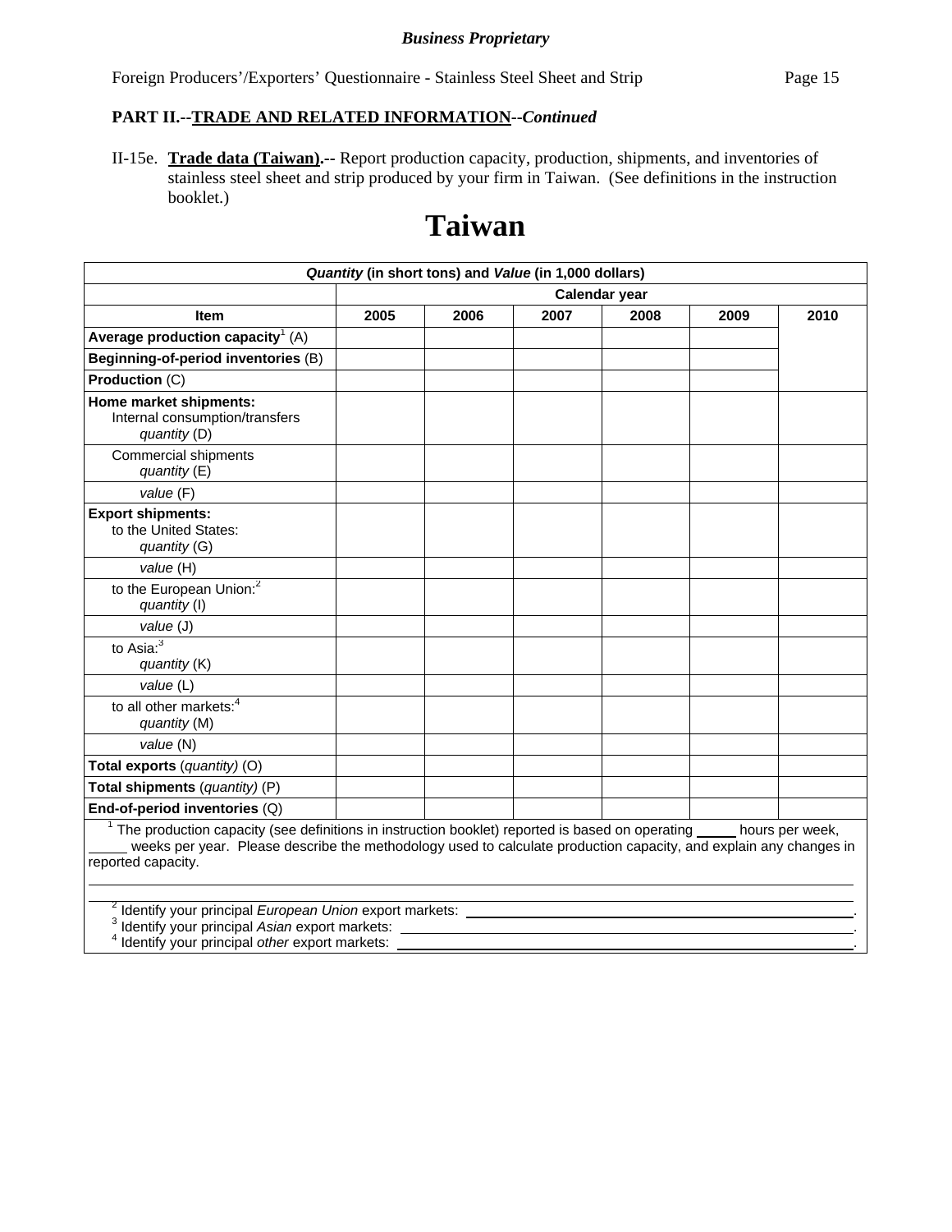**PART II.--TRADE AND RELATED INFORMATION--*Continued***

II-15e. **Trade data (Taiwan).--** Report production capacity, production, shipments, and inventories of stainless steel sheet and strip produced by your firm in Taiwan. (See definitions in the instruction booklet.)

# Taiwan

| *Quantity* (in short tons) and *Value* (in 1,000 dollars) | | | | | | |
|---|---|---|---|---|---|---|
| | Calendar year | | | | | |
| **Item** | **2005** | **2006** | **2007** | **2008** | **2009** | **2010** |
| **Average production capacity**[1] (A) | | | | | | |
| **Beginning-of-period inventories** (B) | | | | | | |
| **Production** (C) | | | | | | |
| **Home market shipments:** Internal consumption/transfers *quantity* (D) | | | | | | |
| Commercial shipments *quantity* (E) | | | | | | |
| *value* (F) | | | | | | |
| **Export shipments:** to the United States: *quantity* (G) | | | | | | |
| *value* (H) | | | | | | |
| to the European Union:[2] *quantity* (I) | | | | | | |
| *value* (J) | | | | | | |
| to Asia:[3] *quantity* (K) | | | | | | |
| *value* (L) | | | | | | |
| to all other markets:[4] *quantity* (M) | | | | | | |
| *value* (N) | | | | | | |
| **Total exports** (*quantity)* (O) | | | | | | |
| **Total shipments** (*quantity)* (P) | | | | | | |
| **End-of-period inventories** (Q) | | | | | | |

[1] The production capacity (see definitions in instruction booklet) reported is based on operating _____ hours per week, _____ weeks per year. Please describe the methodology used to calculate production capacity, and explain any changes in reported capacity.

______________________________________________________________________

______________________________________________________________________

[2] Identify your principal *European Union* export markets: ______________________________.

[3] Identify your principal *Asian* export markets: ______________________________.

[4] Identify your principal *other* export markets: ______________________________.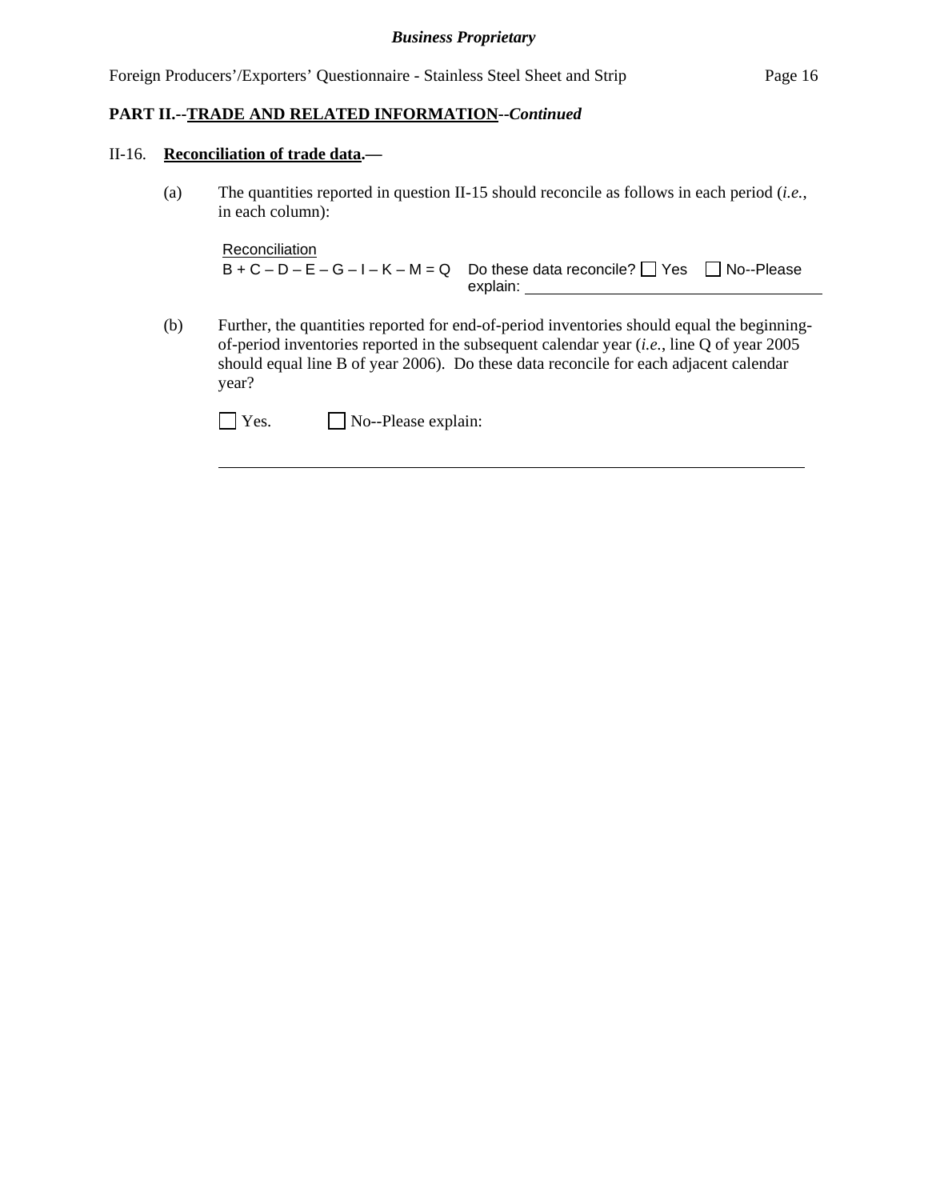**PART II.--TRADE AND RELATED INFORMATION--*Continued***

II-16. **Reconciliation of trade data.—**

(a) The quantities reported in question II-15 should reconcile as follows in each period (*i.e.*, in each column):

Reconciliation
B + C – D – E – G – I – K – M = Q    Do these data reconcile? ☐ Yes ☐ No--Please explain: ______________________________

(b) Further, the quantities reported for end-of-period inventories should equal the beginning-of-period inventories reported in the subsequent calendar year (*i.e.*, line Q of year 2005 should equal line B of year 2006). Do these data reconcile for each adjacent calendar year?

☐ Yes. ☐ No--Please explain:

______________________________________________________________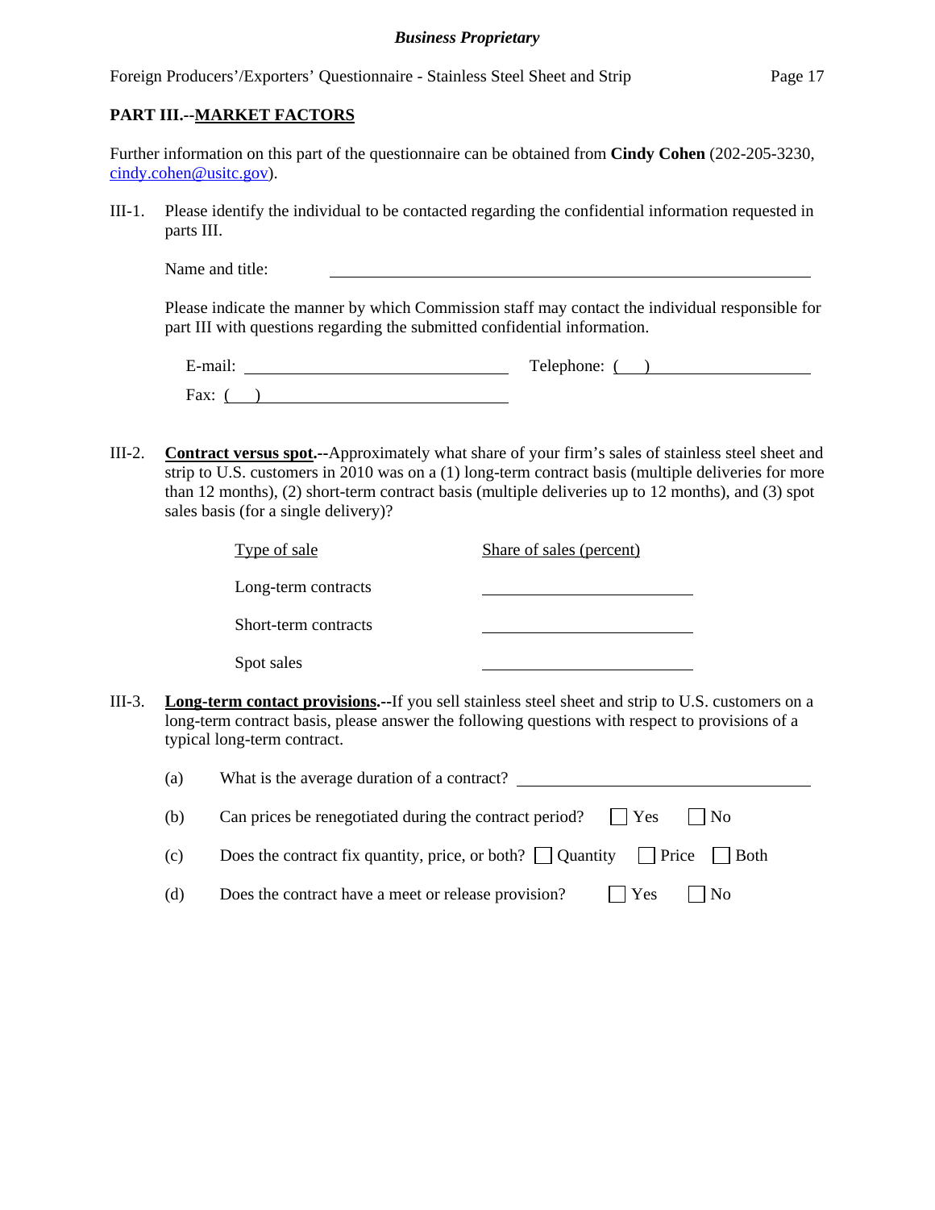## PART III.--MARKET FACTORS

Further information on this part of the questionnaire can be obtained from **Cindy Cohen** (202-205-3230, cindy.cohen@usitc.gov).

III-1. Please identify the individual to be contacted regarding the confidential information requested in parts III.

Name and title: ______________________________

Please indicate the manner by which Commission staff may contact the individual responsible for part III with questions regarding the submitted confidential information.

E-mail: ______________________ Telephone: ( ) ______________________

Fax: ( ) ______________________

III-2. **Contract versus spot.--**Approximately what share of your firm's sales of stainless steel sheet and strip to U.S. customers in 2010 was on a (1) long-term contract basis (multiple deliveries for more than 12 months), (2) short-term contract basis (multiple deliveries up to 12 months), and (3) spot sales basis (for a single delivery)?

| Type of sale | Share of sales (percent) |
|---|---|
| Long-term contracts | |
| Short-term contracts | |
| Spot sales | |

III-3. **Long-term contact provisions.--**If you sell stainless steel sheet and strip to U.S. customers on a long-term contract basis, please answer the following questions with respect to provisions of a typical long-term contract.

(a) What is the average duration of a contract? ______________________

(b) Can prices be renegotiated during the contract period? ☐ Yes ☐ No

(c) Does the contract fix quantity, price, or both? ☐ Quantity ☐ Price ☐ Both

(d) Does the contract have a meet or release provision? ☐ Yes ☐ No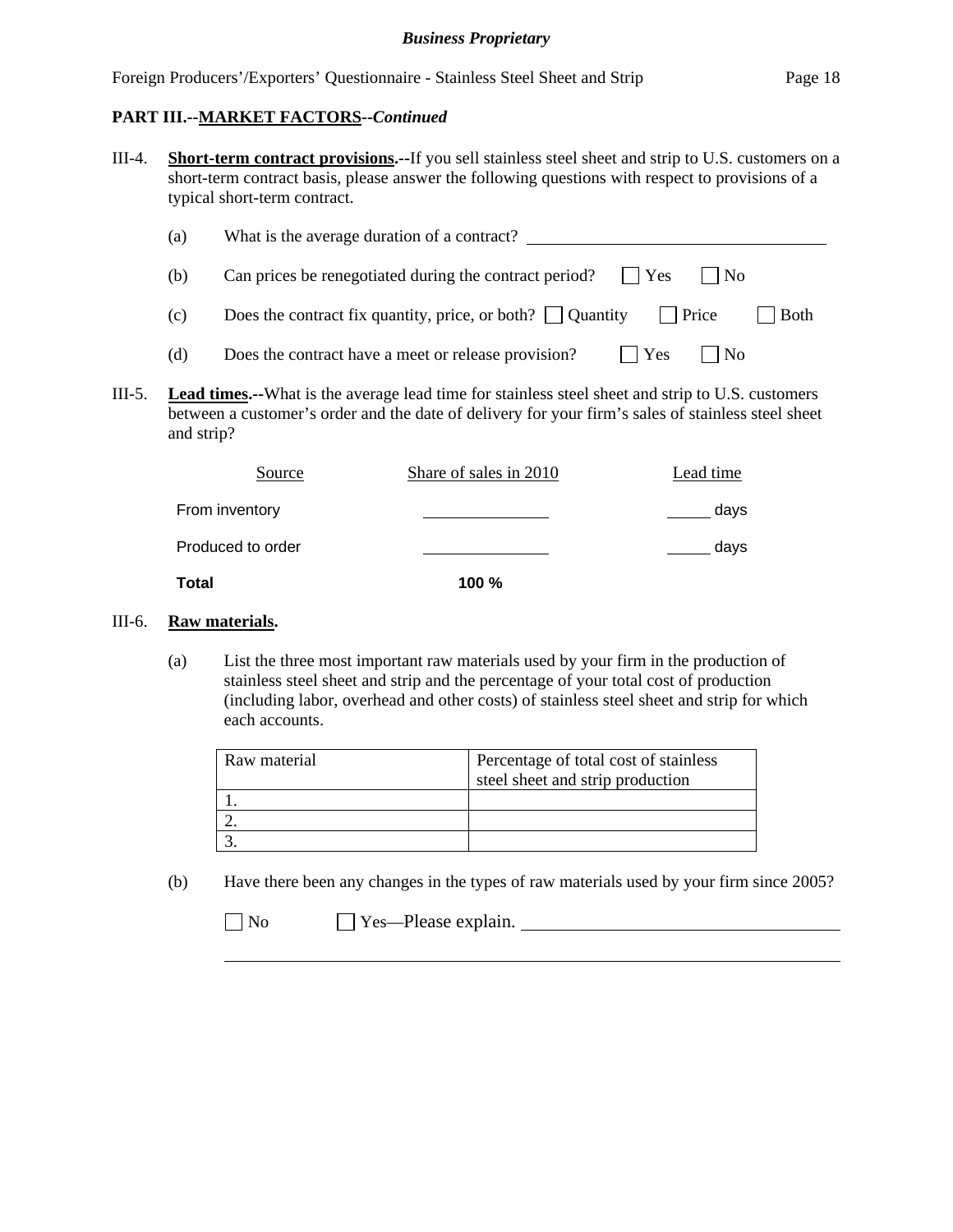**PART III.--MARKET FACTORS--*Continued***

III-4. **Short-term contract provisions.--**If you sell stainless steel sheet and strip to U.S. customers on a short-term contract basis, please answer the following questions with respect to provisions of a typical short-term contract.

(a) What is the average duration of a contract? ____________________

(b) Can prices be renegotiated during the contract period? ☐ Yes ☐ No

(c) Does the contract fix quantity, price, or both? ☐ Quantity ☐ Price ☐ Both

(d) Does the contract have a meet or release provision? ☐ Yes ☐ No

III-5. **Lead times.--**What is the average lead time for stainless steel sheet and strip to U.S. customers between a customer's order and the date of delivery for your firm's sales of stainless steel sheet and strip?

| Source | Share of sales in 2010 | Lead time |
|---|---|---|
| From inventory | ________ | _____ days |
| Produced to order | ________ | _____ days |
| **Total** | **100 %** | |

III-6. **Raw materials.**

(a) List the three most important raw materials used by your firm in the production of stainless steel sheet and strip and the percentage of your total cost of production (including labor, overhead and other costs) of stainless steel sheet and strip for which each accounts.

| Raw material | Percentage of total cost of stainless steel sheet and strip production |
|---|---|
| 1. | |
| 2. | |
| 3. | |

(b) Have there been any changes in the types of raw materials used by your firm since 2005?

☐ No ☐ Yes—Please explain. ____________________

____________________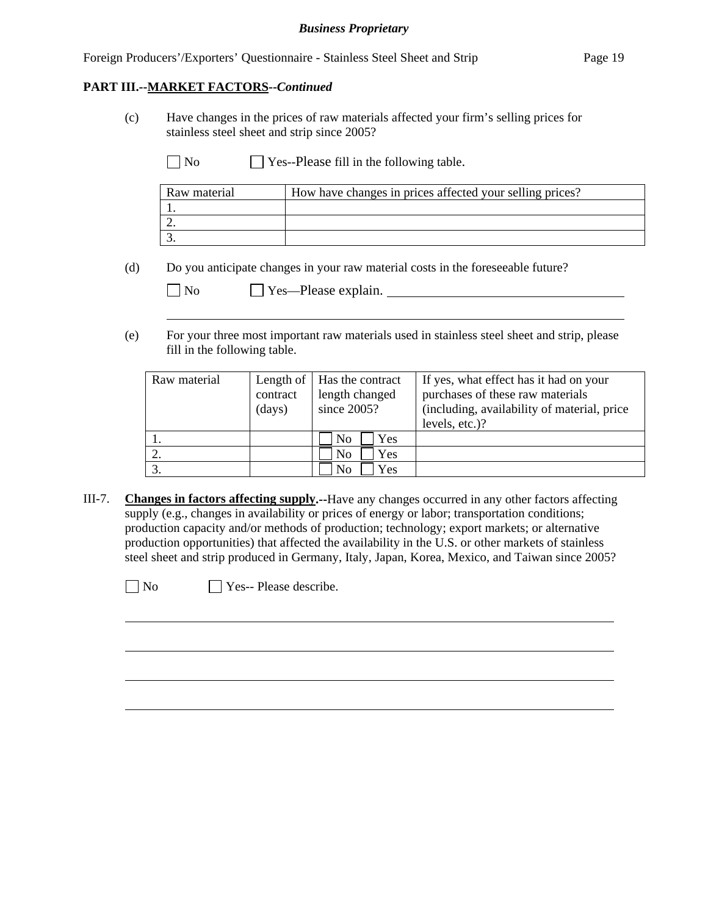**PART III.--MARKET FACTORS--*Continued***

(c) Have changes in the prices of raw materials affected your firm's selling prices for stainless steel sheet and strip since 2005?

☐ No ☐ Yes--Please fill in the following table.

| Raw material | How have changes in prices affected your selling prices? |
|---|---|
| 1. | |
| 2. | |
| 3. | |

(d) Do you anticipate changes in your raw material costs in the foreseeable future?

☐ No ☐ Yes—Please explain. ____________________________________

_______________________________________________________________

(e) For your three most important raw materials used in stainless steel sheet and strip, please fill in the following table.

| Raw material | Length of contract (days) | Has the contract length changed since 2005? | If yes, what effect has it had on your purchases of these raw materials (including, availability of material, price levels, etc.)? |
|---|---|---|---|
| 1. | | ☐ No ☐ Yes | |
| 2. | | ☐ No ☐ Yes | |
| 3. | | ☐ No ☐ Yes | |

III-7. **Changes in factors affecting supply.--**Have any changes occurred in any other factors affecting supply (e.g., changes in availability or prices of energy or labor; transportation conditions; production capacity and/or methods of production; technology; export markets; or alternative production opportunities) that affected the availability in the U.S. or other markets of stainless steel sheet and strip produced in Germany, Italy, Japan, Korea, Mexico, and Taiwan since 2005?

☐ No ☐ Yes-- Please describe.

_______________________________________________________________

_______________________________________________________________

_______________________________________________________________

_______________________________________________________________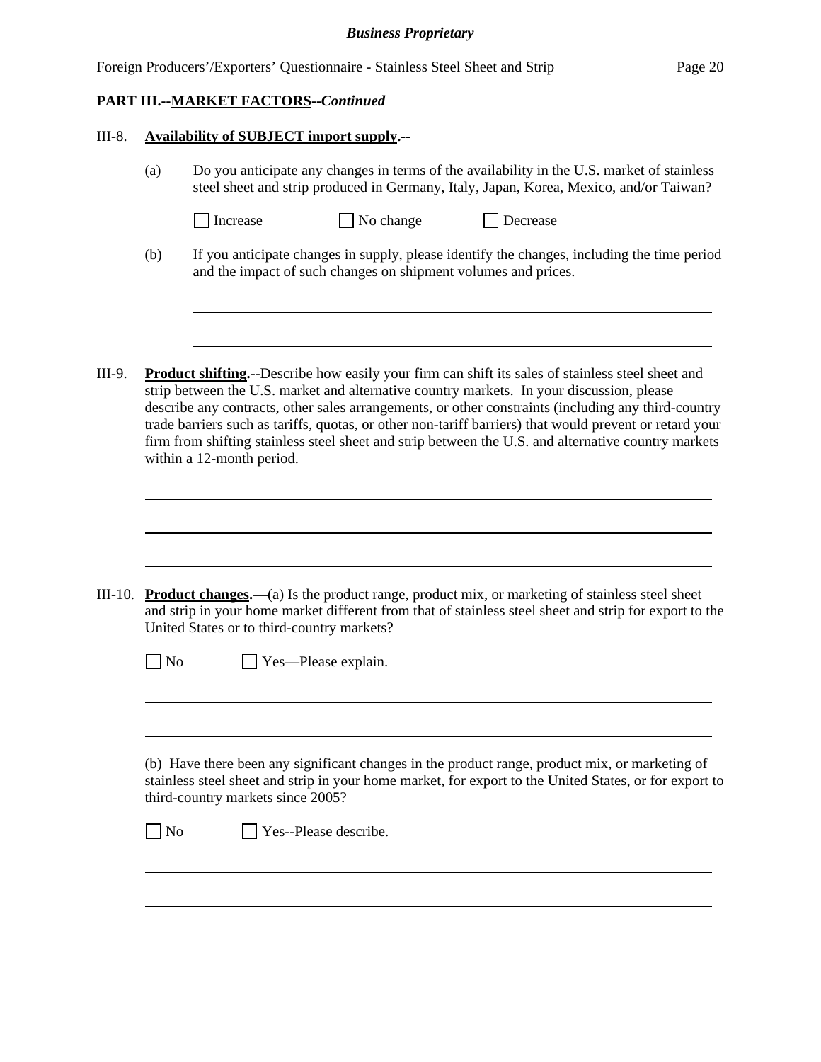**PART III.--MARKET FACTORS--*Continued***

III-8. **Availability of SUBJECT import supply.--**

(a) Do you anticipate any changes in terms of the availability in the U.S. market of stainless steel sheet and strip produced in Germany, Italy, Japan, Korea, Mexico, and/or Taiwan?

☐ Increase ☐ No change ☐ Decrease

(b) If you anticipate changes in supply, please identify the changes, including the time period and the impact of such changes on shipment volumes and prices.

______________________________________________________________________

______________________________________________________________________

III-9. **Product shifting.--**Describe how easily your firm can shift its sales of stainless steel sheet and strip between the U.S. market and alternative country markets. In your discussion, please describe any contracts, other sales arrangements, or other constraints (including any third-country trade barriers such as tariffs, quotas, or other non-tariff barriers) that would prevent or retard your firm from shifting stainless steel sheet and strip between the U.S. and alternative country markets within a 12-month period.

______________________________________________________________________

______________________________________________________________________

______________________________________________________________________

III-10. **Product changes.—**(a) Is the product range, product mix, or marketing of stainless steel sheet and strip in your home market different from that of stainless steel sheet and strip for export to the United States or to third-country markets?

☐ No ☐ Yes—Please explain.

______________________________________________________________________

______________________________________________________________________

(b) Have there been any significant changes in the product range, product mix, or marketing of stainless steel sheet and strip in your home market, for export to the United States, or for export to third-country markets since 2005?

☐ No ☐ Yes--Please describe.

______________________________________________________________________

______________________________________________________________________

______________________________________________________________________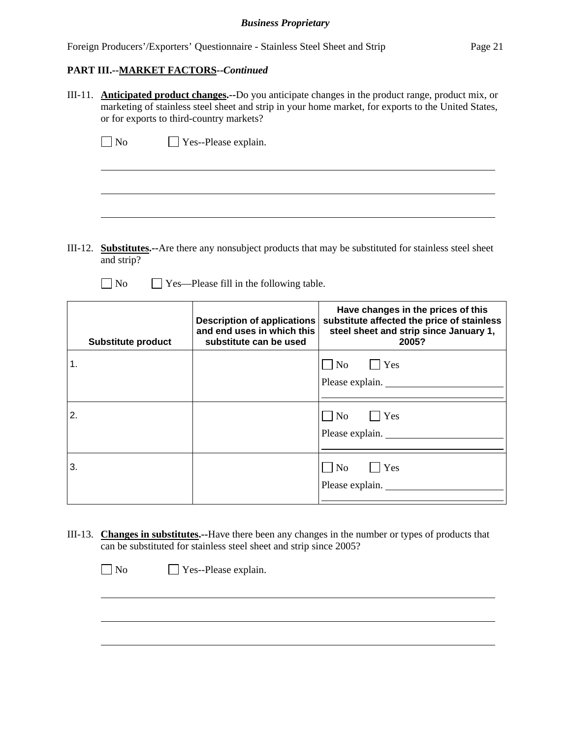**PART III.--MARKET FACTORS--*Continued***

III-11. **Anticipated product changes.--**Do you anticipate changes in the product range, product mix, or marketing of stainless steel sheet and strip in your home market, for exports to the United States, or for exports to third-country markets?

☐ No ☐ Yes--Please explain.

\_\_\_\_\_\_\_\_\_\_\_\_\_\_\_\_\_\_\_\_\_\_\_\_\_\_\_\_\_\_\_\_\_\_\_\_\_\_\_\_\_\_\_\_\_\_\_\_\_\_\_\_\_\_\_\_\_\_\_\_\_\_\_\_\_\_\_\_\_\_\_\_\_\_

\_\_\_\_\_\_\_\_\_\_\_\_\_\_\_\_\_\_\_\_\_\_\_\_\_\_\_\_\_\_\_\_\_\_\_\_\_\_\_\_\_\_\_\_\_\_\_\_\_\_\_\_\_\_\_\_\_\_\_\_\_\_\_\_\_\_\_\_\_\_\_\_\_\_

\_\_\_\_\_\_\_\_\_\_\_\_\_\_\_\_\_\_\_\_\_\_\_\_\_\_\_\_\_\_\_\_\_\_\_\_\_\_\_\_\_\_\_\_\_\_\_\_\_\_\_\_\_\_\_\_\_\_\_\_\_\_\_\_\_\_\_\_\_\_\_\_\_\_

III-12. **Substitutes.--**Are there any nonsubject products that may be substituted for stainless steel sheet and strip?

☐ No ☐ Yes—Please fill in the following table.

| Substitute product | Description of applications and end uses in which this substitute can be used | Have changes in the prices of this substitute affected the price of stainless steel sheet and strip since January 1, 2005? |
|---|---|---|
| 1. | | ☐ No ☐ Yes<br>Please explain. \_\_\_\_\_\_\_\_\_\_\_\_ |
| 2. | | ☐ No ☐ Yes<br>Please explain. \_\_\_\_\_\_\_\_\_\_\_\_ |
| 3. | | ☐ No ☐ Yes<br>Please explain. \_\_\_\_\_\_\_\_\_\_\_\_ |

III-13. **Changes in substitutes.--**Have there been any changes in the number or types of products that can be substituted for stainless steel sheet and strip since 2005?

☐ No ☐ Yes--Please explain.

\_\_\_\_\_\_\_\_\_\_\_\_\_\_\_\_\_\_\_\_\_\_\_\_\_\_\_\_\_\_\_\_\_\_\_\_\_\_\_\_\_\_\_\_\_\_\_\_\_\_\_\_\_\_\_\_\_\_\_\_\_\_\_\_\_\_\_\_\_\_\_\_\_\_

\_\_\_\_\_\_\_\_\_\_\_\_\_\_\_\_\_\_\_\_\_\_\_\_\_\_\_\_\_\_\_\_\_\_\_\_\_\_\_\_\_\_\_\_\_\_\_\_\_\_\_\_\_\_\_\_\_\_\_\_\_\_\_\_\_\_\_\_\_\_\_\_\_\_

\_\_\_\_\_\_\_\_\_\_\_\_\_\_\_\_\_\_\_\_\_\_\_\_\_\_\_\_\_\_\_\_\_\_\_\_\_\_\_\_\_\_\_\_\_\_\_\_\_\_\_\_\_\_\_\_\_\_\_\_\_\_\_\_\_\_\_\_\_\_\_\_\_\_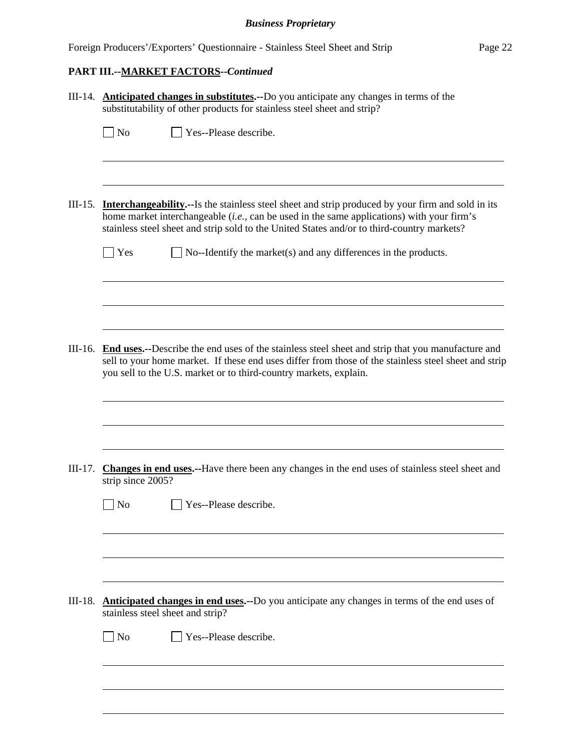**PART III.--MARKET FACTORS--*Continued***

III-14. **Anticipated changes in substitutes.--**Do you anticipate any changes in terms of the substitutability of other products for stainless steel sheet and strip?

☐ No ☐ Yes--Please describe.

III-15. **Interchangeability.--**Is the stainless steel sheet and strip produced by your firm and sold in its home market interchangeable (*i.e.*, can be used in the same applications) with your firm's stainless steel sheet and strip sold to the United States and/or to third-country markets?

☐ Yes ☐ No--Identify the market(s) and any differences in the products.

III-16. **End uses.--**Describe the end uses of the stainless steel sheet and strip that you manufacture and sell to your home market. If these end uses differ from those of the stainless steel sheet and strip you sell to the U.S. market or to third-country markets, explain.

III-17. **Changes in end uses.--**Have there been any changes in the end uses of stainless steel sheet and strip since 2005?

☐ No ☐ Yes--Please describe.

III-18. **Anticipated changes in end uses.--**Do you anticipate any changes in terms of the end uses of stainless steel sheet and strip?

☐ No ☐ Yes--Please describe.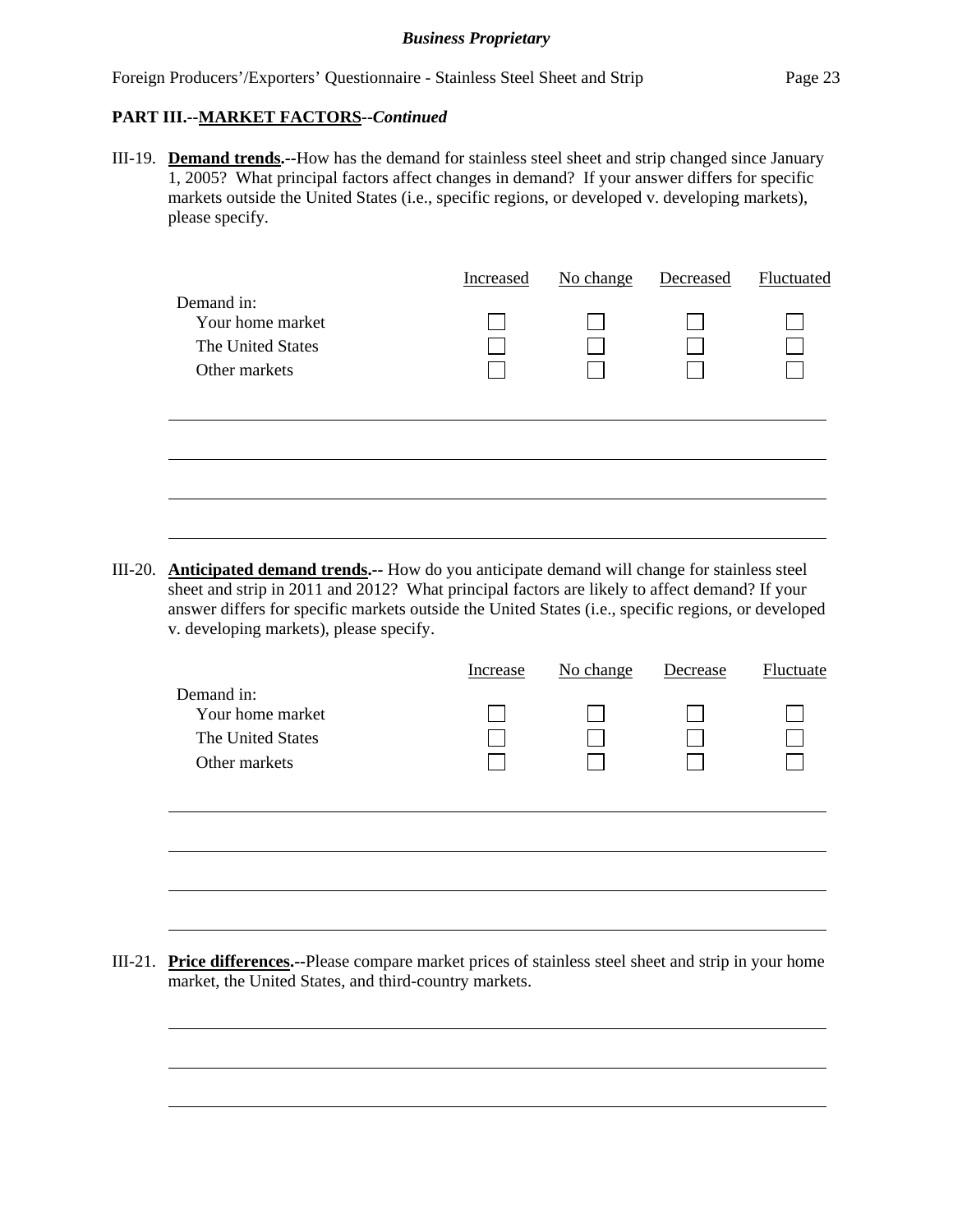**PART III.--MARKET FACTORS--*Continued***

III-19. **Demand trends.--**How has the demand for stainless steel sheet and strip changed since January 1, 2005? What principal factors affect changes in demand? If your answer differs for specific markets outside the United States (i.e., specific regions, or developed v. developing markets), please specify.

| | Increased | No change | Decreased | Fluctuated |
|---|---|---|---|---|
| Demand in: | | | | |
| Your home market | ☐ | ☐ | ☐ | ☐ |
| The United States | ☐ | ☐ | ☐ | ☐ |
| Other markets | ☐ | ☐ | ☐ | ☐ |

______________________________________________________________________

______________________________________________________________________

______________________________________________________________________

______________________________________________________________________

III-20. **Anticipated demand trends.--** How do you anticipate demand will change for stainless steel sheet and strip in 2011 and 2012? What principal factors are likely to affect demand? If your answer differs for specific markets outside the United States (i.e., specific regions, or developed v. developing markets), please specify.

| | Increase | No change | Decrease | Fluctuate |
|---|---|---|---|---|
| Demand in: | | | | |
| Your home market | ☐ | ☐ | ☐ | ☐ |
| The United States | ☐ | ☐ | ☐ | ☐ |
| Other markets | ☐ | ☐ | ☐ | ☐ |

______________________________________________________________________

______________________________________________________________________

______________________________________________________________________

______________________________________________________________________

III-21. **Price differences.--**Please compare market prices of stainless steel sheet and strip in your home market, the United States, and third-country markets.

______________________________________________________________________

______________________________________________________________________

______________________________________________________________________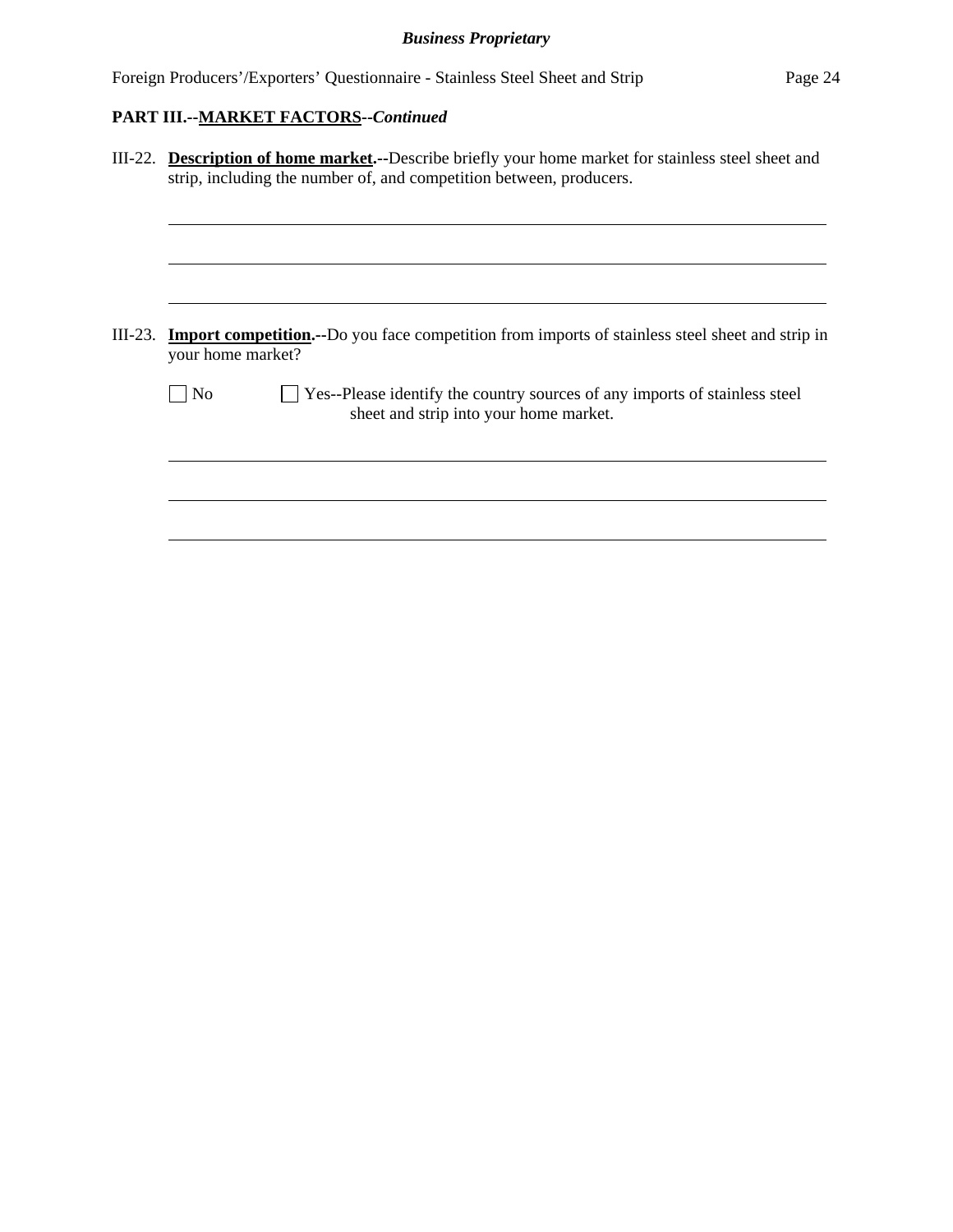**PART III.--MARKET FACTORS--*Continued***

III-22. **Description of home market.--**Describe briefly your home market for stainless steel sheet and strip, including the number of, and competition between, producers.

III-23. **Import competition.--**Do you face competition from imports of stainless steel sheet and strip in your home market?

☐ No ☐ Yes--Please identify the country sources of any imports of stainless steel sheet and strip into your home market.